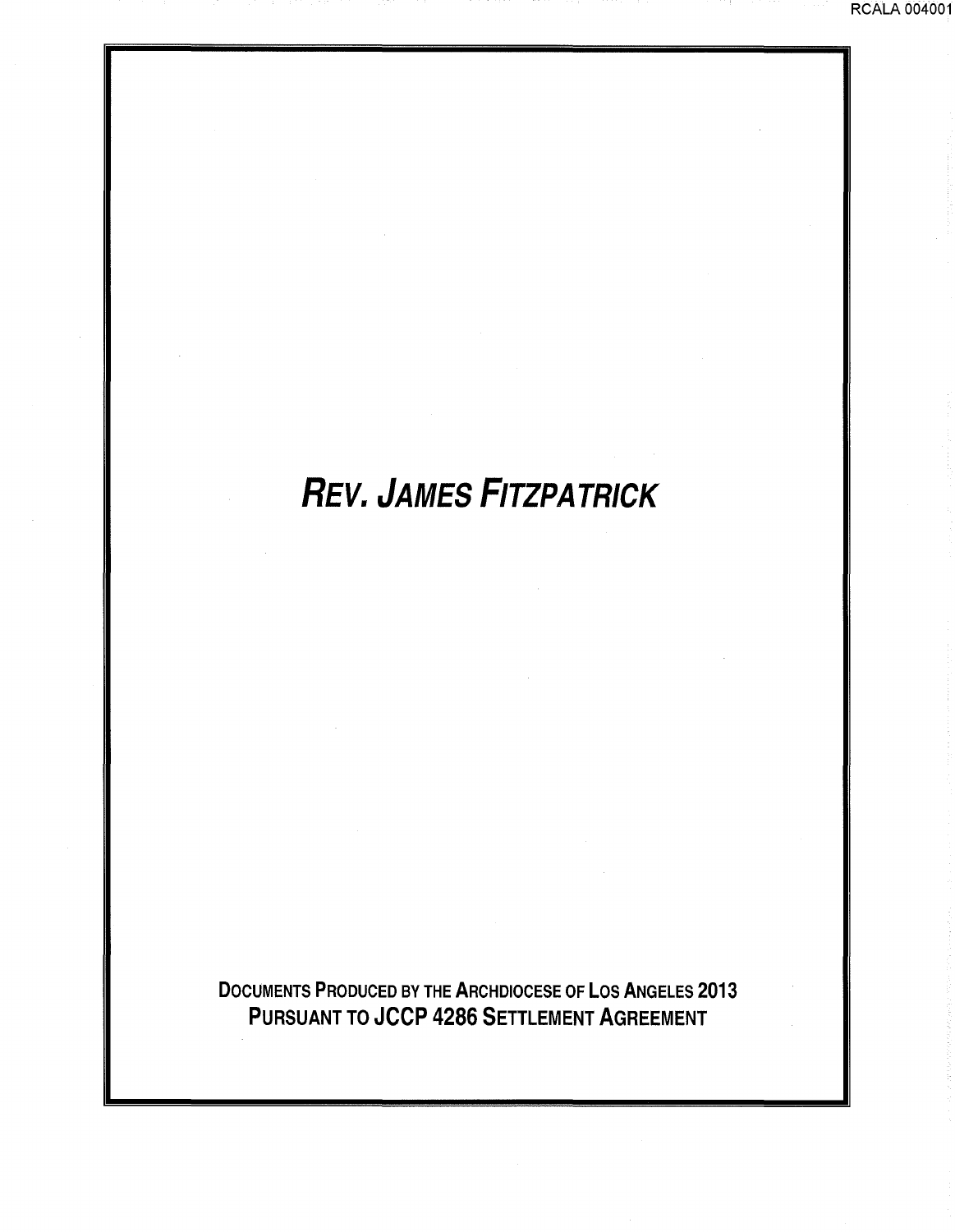# *REV. JAMES FITZPATRICK*

**DOCUMENTS PRODUCED BY THE ARCHDIOCESE OF LOS ANGELES 2013**
**PURSUANT TO JCCP 4286 SETTLEMENT AGREEMENT**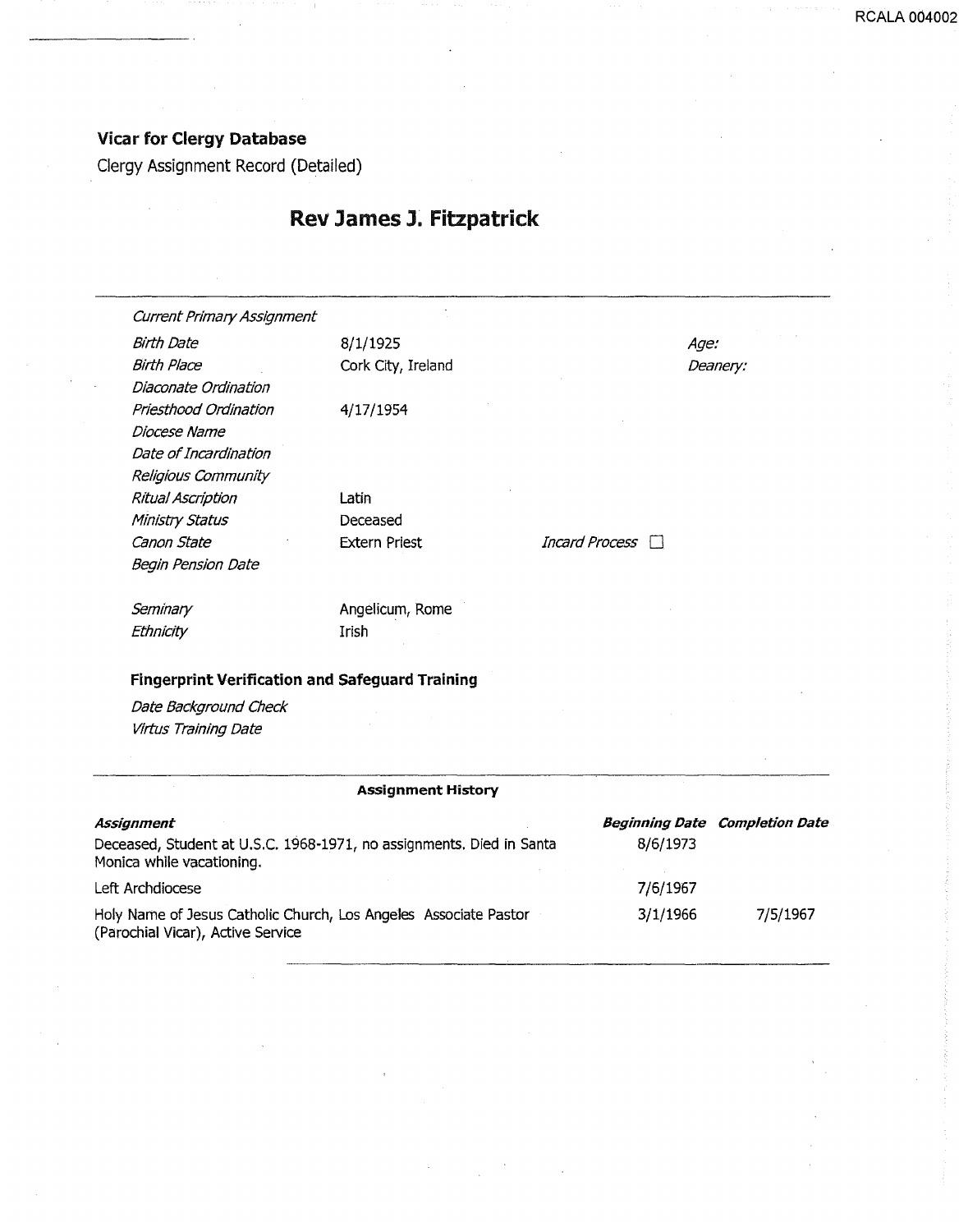**Vicar for Clergy Database**

Clergy Assignment Record (Detailed)

# Rev James J. Fitzpatrick

| | | | |
|---|---|---|---|
| *Current Primary Assignment* | | | |
| *Birth Date* | 8/1/1925 | | *Age:* |
| *Birth Place* | Cork City, Ireland | | *Deanery:* |
| *Diaconate Ordination* | | | |
| *Priesthood Ordination* | 4/17/1954 | | |
| *Diocese Name* | | | |
| *Date of Incardination* | | | |
| *Religious Community* | | | |
| *Ritual Ascription* | Latin | | |
| *Ministry Status* | Deceased | | |
| *Canon State* | Extern Priest | *Incard Process* ☐ | |
| *Begin Pension Date* | | | |
| *Seminary* | Angelicum, Rome | | |
| *Ethnicity* | Irish | | |

**Fingerprint Verification and Safeguard Training**

*Date Background Check*

*Virtus Training Date*

**Assignment History**

| ***Assignment*** | ***Beginning Date*** | ***Completion Date*** |
|---|---|---|
| Deceased, Student at U.S.C. 1968-1971, no assignments. Died in Santa Monica while vacationing. | 8/6/1973 | |
| Left Archdiocese | 7/6/1967 | |
| Holy Name of Jesus Catholic Church, Los Angeles Associate Pastor (Parochial Vicar), Active Service | 3/1/1966 | 7/5/1967 |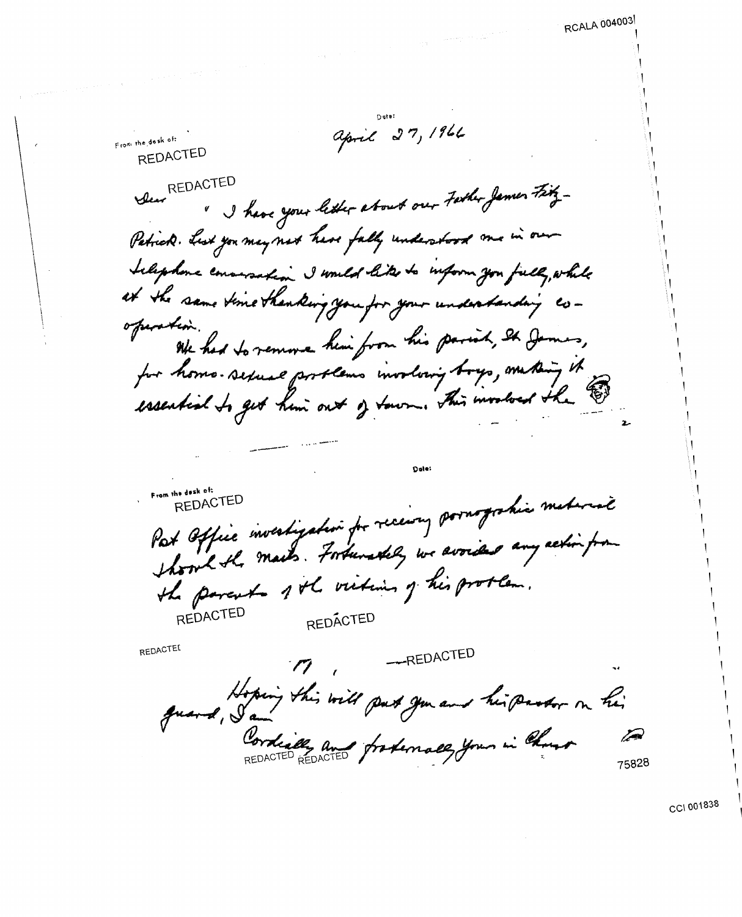Date: April 27, 1966

From the desk of:
REDACTED

Dear REDACTED

" I have your letter about our Father James Fitz-Patrick. Lest you may not have fully understood me in our telephone conversation I would like to inform you fully, while at the same time thanking you for your understanding co-operation.

We had to remove him from his parish, St James, for homo-sexual problems involving boys, making it essential to get him out of town. This involved the

2

Date:

From the desk of:
REDACTED

Post Office investigation for receiving pornographic material through the mails. Fortunately we avoided any action from the parents of the victims of his problem.

REDACTED REDACTED

REDACTED

M, REDACTED

Hoping this will put you and his Pastor on his guard, I am

Cordially and fraternally yours in Christ

REDACTED REDACTED

75828